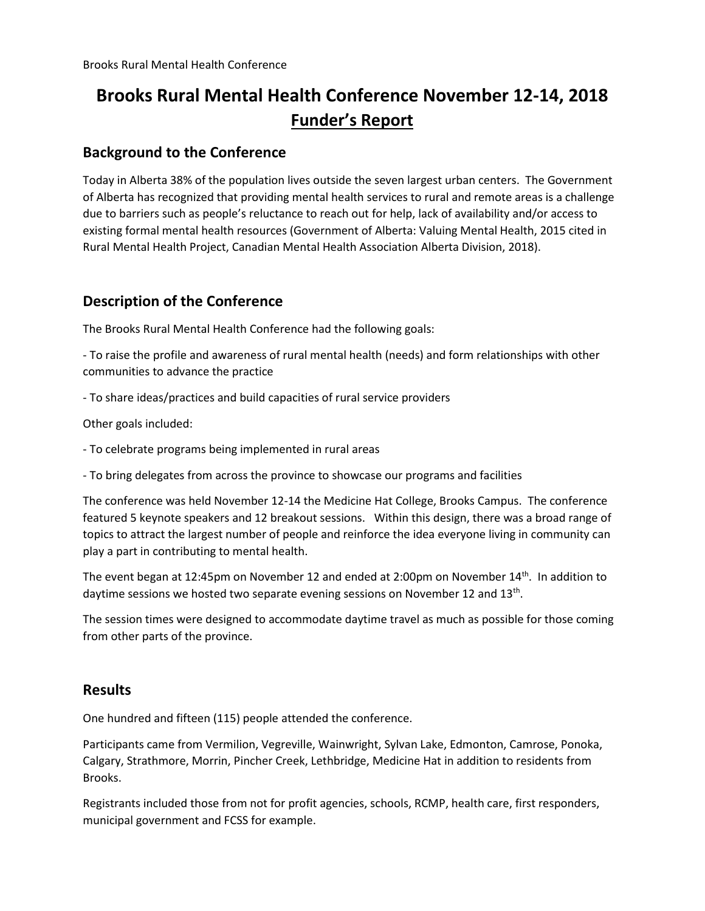# Brooks Rural Mental Health Conference November 12-14, 2018
## **Funder's Report**

### Background to the Conference

Today in Alberta 38% of the population lives outside the seven largest urban centers. The Government of Alberta has recognized that providing mental health services to rural and remote areas is a challenge due to barriers such as people's reluctance to reach out for help, lack of availability and/or access to existing formal mental health resources (Government of Alberta: Valuing Mental Health, 2015 cited in Rural Mental Health Project, Canadian Mental Health Association Alberta Division, 2018).

### Description of the Conference

The Brooks Rural Mental Health Conference had the following goals:

- To raise the profile and awareness of rural mental health (needs) and form relationships with other communities to advance the practice

- To share ideas/practices and build capacities of rural service providers

Other goals included:

- To celebrate programs being implemented in rural areas

- To bring delegates from across the province to showcase our programs and facilities

The conference was held November 12-14 the Medicine Hat College, Brooks Campus. The conference featured 5 keynote speakers and 12 breakout sessions. Within this design, there was a broad range of topics to attract the largest number of people and reinforce the idea everyone living in community can play a part in contributing to mental health.

The event began at 12:45pm on November 12 and ended at 2:00pm on November 14th. In addition to daytime sessions we hosted two separate evening sessions on November 12 and 13th.

The session times were designed to accommodate daytime travel as much as possible for those coming from other parts of the province.

### Results

One hundred and fifteen (115) people attended the conference.

Participants came from Vermilion, Vegreville, Wainwright, Sylvan Lake, Edmonton, Camrose, Ponoka, Calgary, Strathmore, Morrin, Pincher Creek, Lethbridge, Medicine Hat in addition to residents from Brooks.

Registrants included those from not for profit agencies, schools, RCMP, health care, first responders, municipal government and FCSS for example.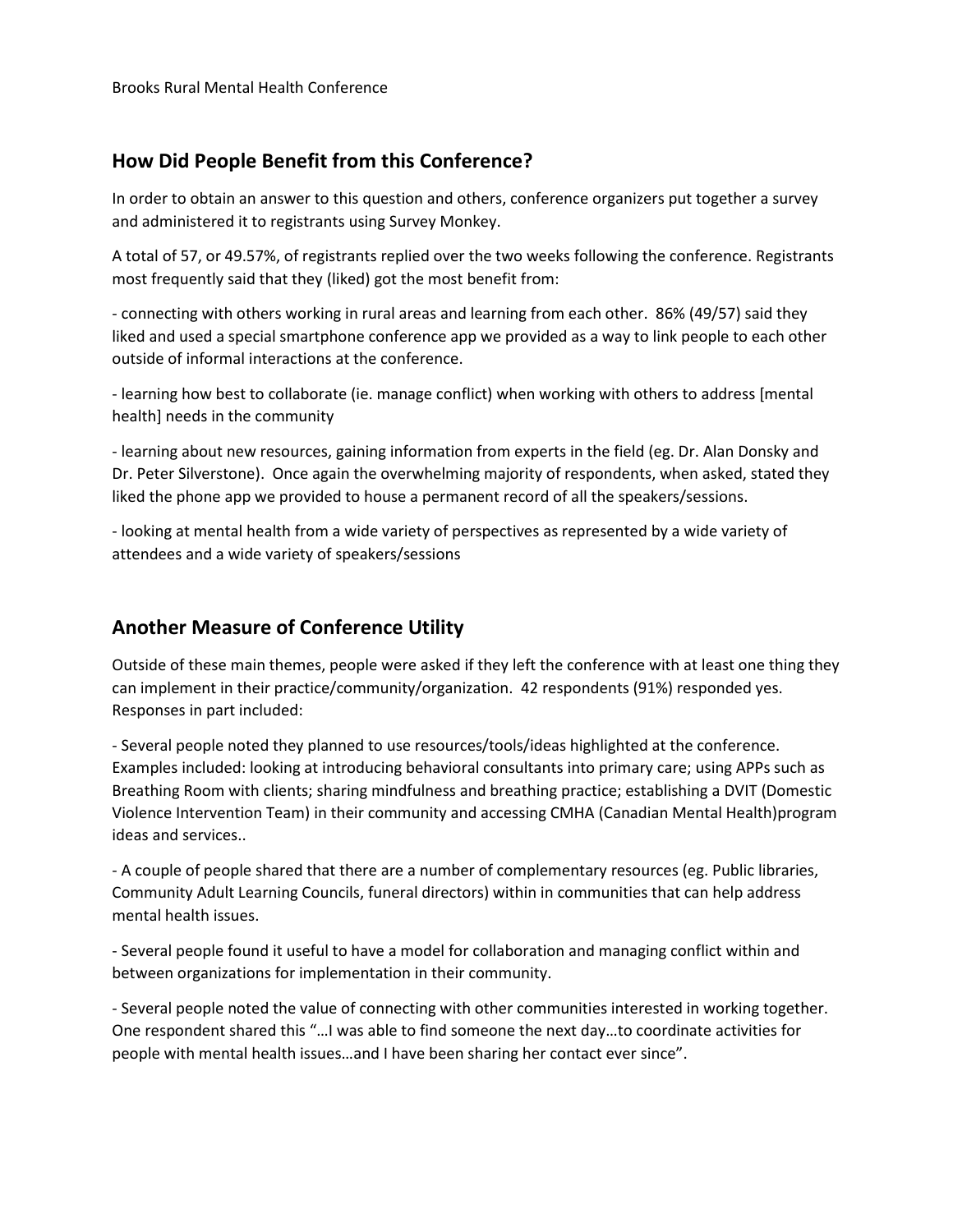Brooks Rural Mental Health Conference

## How Did People Benefit from this Conference?

In order to obtain an answer to this question and others, conference organizers put together a survey and administered it to registrants using Survey Monkey.

A total of 57, or 49.57%, of registrants replied over the two weeks following the conference. Registrants most frequently said that they (liked) got the most benefit from:

- connecting with others working in rural areas and learning from each other. 86% (49/57) said they liked and used a special smartphone conference app we provided as a way to link people to each other outside of informal interactions at the conference.

- learning how best to collaborate (ie. manage conflict) when working with others to address [mental health] needs in the community

- learning about new resources, gaining information from experts in the field (eg. Dr. Alan Donsky and Dr. Peter Silverstone). Once again the overwhelming majority of respondents, when asked, stated they liked the phone app we provided to house a permanent record of all the speakers/sessions.

- looking at mental health from a wide variety of perspectives as represented by a wide variety of attendees and a wide variety of speakers/sessions

## Another Measure of Conference Utility

Outside of these main themes, people were asked if they left the conference with at least one thing they can implement in their practice/community/organization. 42 respondents (91%) responded yes. Responses in part included:

- Several people noted they planned to use resources/tools/ideas highlighted at the conference. Examples included: looking at introducing behavioral consultants into primary care; using APPs such as Breathing Room with clients; sharing mindfulness and breathing practice; establishing a DVIT (Domestic Violence Intervention Team) in their community and accessing CMHA (Canadian Mental Health)program ideas and services..

- A couple of people shared that there are a number of complementary resources (eg. Public libraries, Community Adult Learning Councils, funeral directors) within in communities that can help address mental health issues.

- Several people found it useful to have a model for collaboration and managing conflict within and between organizations for implementation in their community.

- Several people noted the value of connecting with other communities interested in working together. One respondent shared this "…I was able to find someone the next day…to coordinate activities for people with mental health issues…and I have been sharing her contact ever since".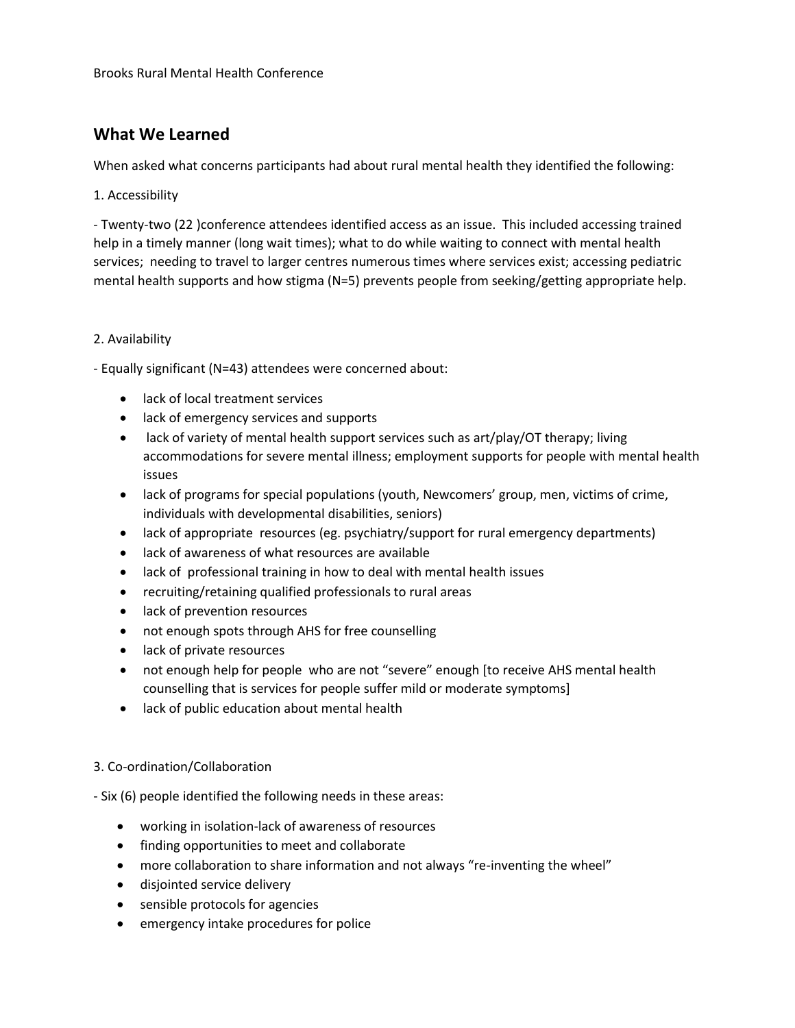Brooks Rural Mental Health Conference

## What We Learned

When asked what concerns participants had about rural mental health they identified the following:

1. Accessibility

- Twenty-two (22 )conference attendees identified access as an issue. This included accessing trained help in a timely manner (long wait times); what to do while waiting to connect with mental health services; needing to travel to larger centres numerous times where services exist; accessing pediatric mental health supports and how stigma (N=5) prevents people from seeking/getting appropriate help.

2. Availability

- Equally significant (N=43) attendees were concerned about:

  - lack of local treatment services
  - lack of emergency services and supports
  - lack of variety of mental health support services such as art/play/OT therapy; living accommodations for severe mental illness; employment supports for people with mental health issues
  - lack of programs for special populations (youth, Newcomers' group, men, victims of crime, individuals with developmental disabilities, seniors)
  - lack of appropriate resources (eg. psychiatry/support for rural emergency departments)
  - lack of awareness of what resources are available
  - lack of professional training in how to deal with mental health issues
  - recruiting/retaining qualified professionals to rural areas
  - lack of prevention resources
  - not enough spots through AHS for free counselling
  - lack of private resources
  - not enough help for people who are not "severe" enough [to receive AHS mental health counselling that is services for people suffer mild or moderate symptoms]
  - lack of public education about mental health

3. Co-ordination/Collaboration

- Six (6) people identified the following needs in these areas:

  - working in isolation-lack of awareness of resources
  - finding opportunities to meet and collaborate
  - more collaboration to share information and not always "re-inventing the wheel"
  - disjointed service delivery
  - sensible protocols for agencies
  - emergency intake procedures for police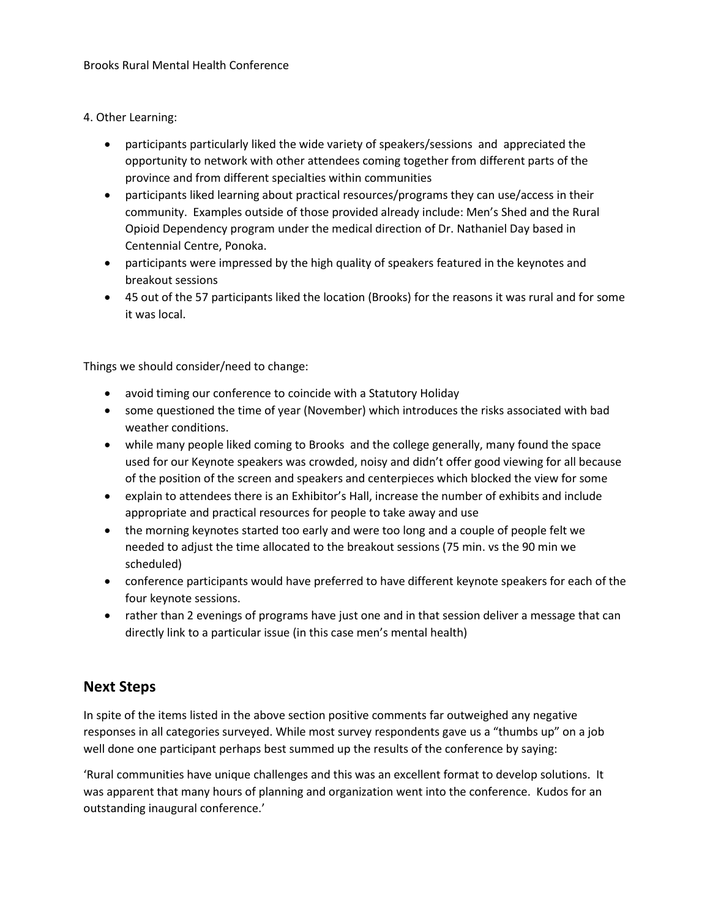4. Other Learning:

- participants particularly liked the wide variety of speakers/sessions and appreciated the opportunity to network with other attendees coming together from different parts of the province and from different specialties within communities
- participants liked learning about practical resources/programs they can use/access in their community. Examples outside of those provided already include: Men's Shed and the Rural Opioid Dependency program under the medical direction of Dr. Nathaniel Day based in Centennial Centre, Ponoka.
- participants were impressed by the high quality of speakers featured in the keynotes and breakout sessions
- 45 out of the 57 participants liked the location (Brooks) for the reasons it was rural and for some it was local.

Things we should consider/need to change:

- avoid timing our conference to coincide with a Statutory Holiday
- some questioned the time of year (November) which introduces the risks associated with bad weather conditions.
- while many people liked coming to Brooks and the college generally, many found the space used for our Keynote speakers was crowded, noisy and didn't offer good viewing for all because of the position of the screen and speakers and centerpieces which blocked the view for some
- explain to attendees there is an Exhibitor's Hall, increase the number of exhibits and include appropriate and practical resources for people to take away and use
- the morning keynotes started too early and were too long and a couple of people felt we needed to adjust the time allocated to the breakout sessions (75 min. vs the 90 min we scheduled)
- conference participants would have preferred to have different keynote speakers for each of the four keynote sessions.
- rather than 2 evenings of programs have just one and in that session deliver a message that can directly link to a particular issue (in this case men's mental health)

## Next Steps

In spite of the items listed in the above section positive comments far outweighed any negative responses in all categories surveyed. While most survey respondents gave us a "thumbs up" on a job well done one participant perhaps best summed up the results of the conference by saying:

'Rural communities have unique challenges and this was an excellent format to develop solutions. It was apparent that many hours of planning and organization went into the conference. Kudos for an outstanding inaugural conference.'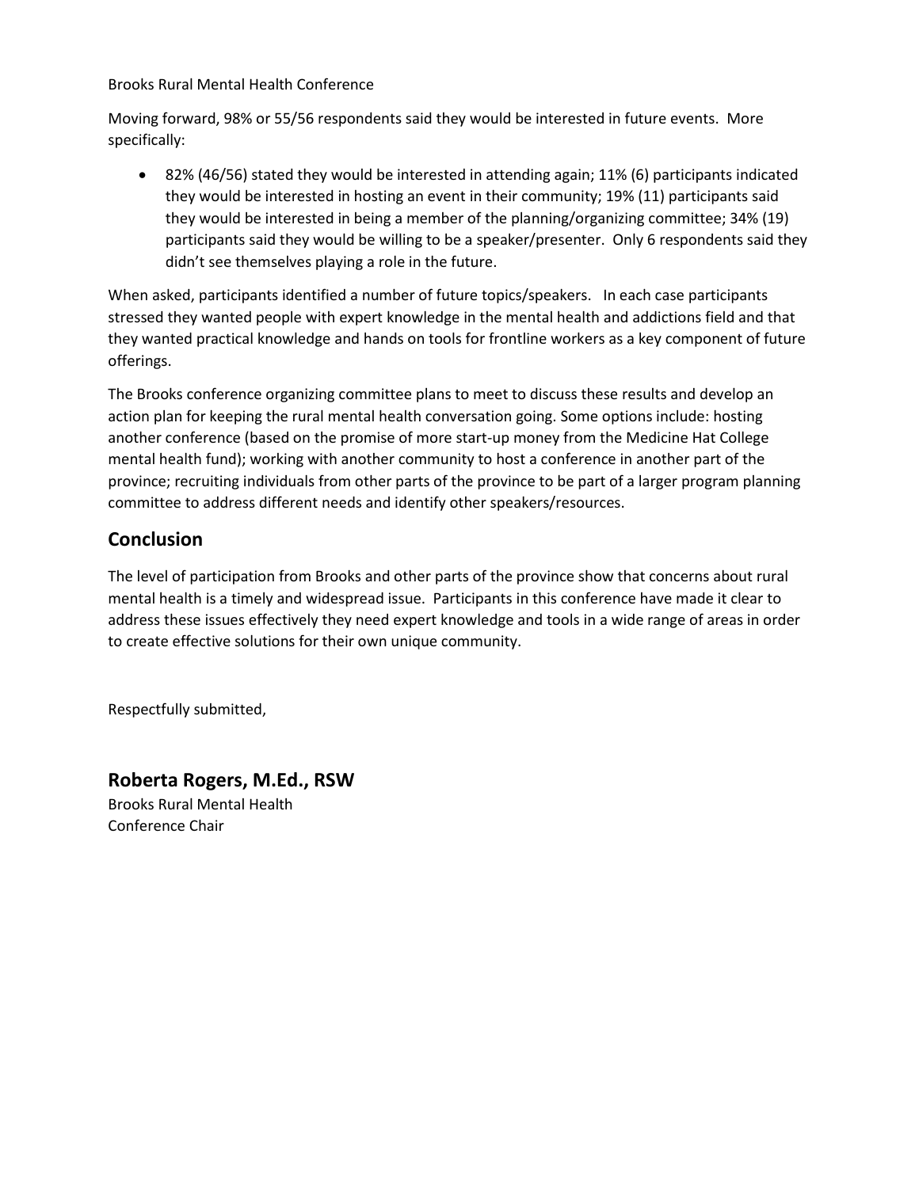Moving forward, 98% or 55/56 respondents said they would be interested in future events. More specifically:

- 82% (46/56) stated they would be interested in attending again; 11% (6) participants indicated they would be interested in hosting an event in their community; 19% (11) participants said they would be interested in being a member of the planning/organizing committee; 34% (19) participants said they would be willing to be a speaker/presenter. Only 6 respondents said they didn't see themselves playing a role in the future.

When asked, participants identified a number of future topics/speakers. In each case participants stressed they wanted people with expert knowledge in the mental health and addictions field and that they wanted practical knowledge and hands on tools for frontline workers as a key component of future offerings.

The Brooks conference organizing committee plans to meet to discuss these results and develop an action plan for keeping the rural mental health conversation going. Some options include: hosting another conference (based on the promise of more start-up money from the Medicine Hat College mental health fund); working with another community to host a conference in another part of the province; recruiting individuals from other parts of the province to be part of a larger program planning committee to address different needs and identify other speakers/resources.

## Conclusion

The level of participation from Brooks and other parts of the province show that concerns about rural mental health is a timely and widespread issue. Participants in this conference have made it clear to address these issues effectively they need expert knowledge and tools in a wide range of areas in order to create effective solutions for their own unique community.

Respectfully submitted,

**Roberta Rogers, M.Ed., RSW**
Brooks Rural Mental Health
Conference Chair